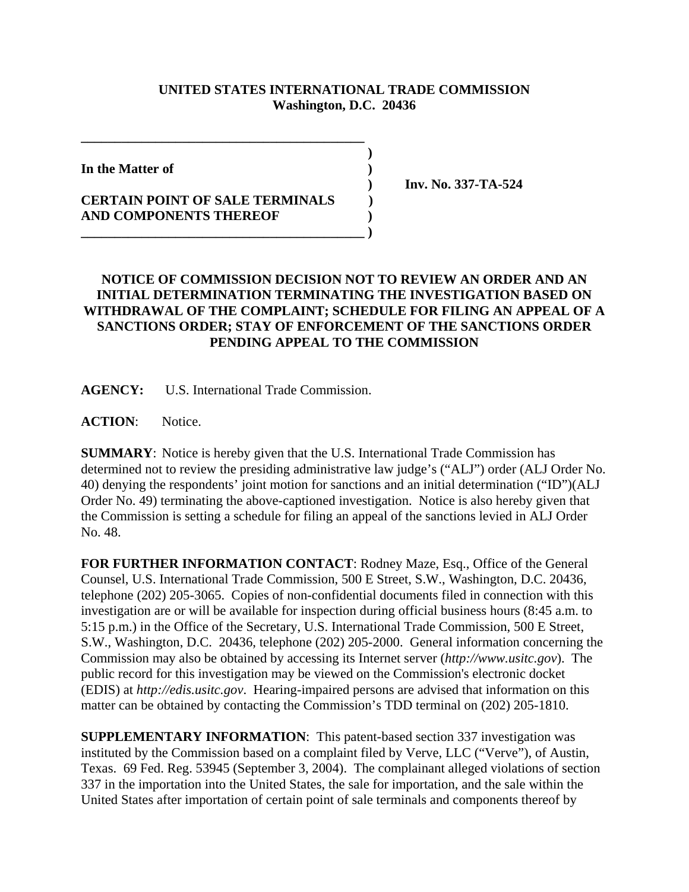**UNITED STATES INTERNATIONAL TRADE COMMISSION**
**Washington, D.C. 20436**

**In the Matter of**

**CERTAIN POINT OF SALE TERMINALS AND COMPONENTS THEREOF**

**Inv. No. 337-TA-524**

**NOTICE OF COMMISSION DECISION NOT TO REVIEW AN ORDER AND AN INITIAL DETERMINATION TERMINATING THE INVESTIGATION BASED ON WITHDRAWAL OF THE COMPLAINT; SCHEDULE FOR FILING AN APPEAL OF A SANCTIONS ORDER; STAY OF ENFORCEMENT OF THE SANCTIONS ORDER PENDING APPEAL TO THE COMMISSION**

**AGENCY:** U.S. International Trade Commission.

**ACTION**: Notice.

**SUMMARY**: Notice is hereby given that the U.S. International Trade Commission has determined not to review the presiding administrative law judge's ("ALJ") order (ALJ Order No. 40) denying the respondents' joint motion for sanctions and an initial determination ("ID")(ALJ Order No. 49) terminating the above-captioned investigation. Notice is also hereby given that the Commission is setting a schedule for filing an appeal of the sanctions levied in ALJ Order No. 48.

**FOR FURTHER INFORMATION CONTACT**: Rodney Maze, Esq., Office of the General Counsel, U.S. International Trade Commission, 500 E Street, S.W., Washington, D.C. 20436, telephone (202) 205-3065. Copies of non-confidential documents filed in connection with this investigation are or will be available for inspection during official business hours (8:45 a.m. to 5:15 p.m.) in the Office of the Secretary, U.S. International Trade Commission, 500 E Street, S.W., Washington, D.C. 20436, telephone (202) 205-2000. General information concerning the Commission may also be obtained by accessing its Internet server (*http://www.usitc.gov*). The public record for this investigation may be viewed on the Commission's electronic docket (EDIS) at *http://edis.usitc.gov*. Hearing-impaired persons are advised that information on this matter can be obtained by contacting the Commission's TDD terminal on (202) 205-1810.

**SUPPLEMENTARY INFORMATION**: This patent-based section 337 investigation was instituted by the Commission based on a complaint filed by Verve, LLC ("Verve"), of Austin, Texas. 69 Fed. Reg. 53945 (September 3, 2004). The complainant alleged violations of section 337 in the importation into the United States, the sale for importation, and the sale within the United States after importation of certain point of sale terminals and components thereof by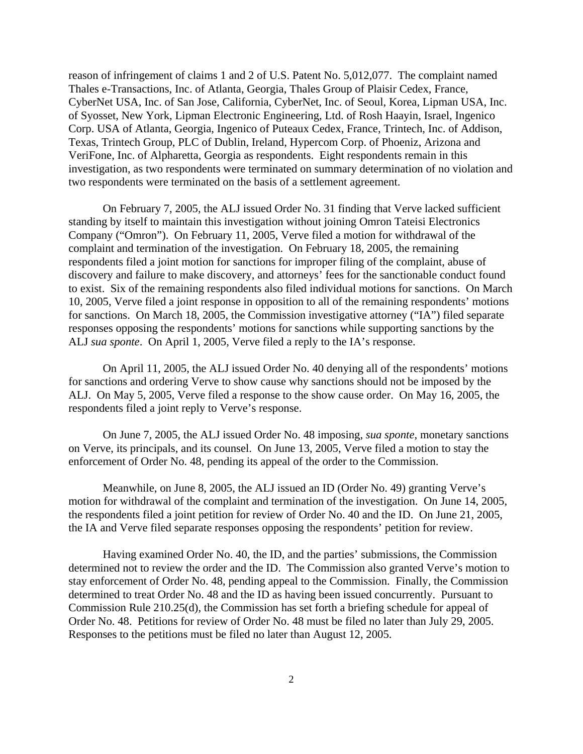reason of infringement of claims 1 and 2 of U.S. Patent No. 5,012,077. The complaint named Thales e-Transactions, Inc. of Atlanta, Georgia, Thales Group of Plaisir Cedex, France, CyberNet USA, Inc. of San Jose, California, CyberNet, Inc. of Seoul, Korea, Lipman USA, Inc. of Syosset, New York, Lipman Electronic Engineering, Ltd. of Rosh Haayin, Israel, Ingenico Corp. USA of Atlanta, Georgia, Ingenico of Puteaux Cedex, France, Trintech, Inc. of Addison, Texas, Trintech Group, PLC of Dublin, Ireland, Hypercom Corp. of Phoeniz, Arizona and VeriFone, Inc. of Alpharetta, Georgia as respondents. Eight respondents remain in this investigation, as two respondents were terminated on summary determination of no violation and two respondents were terminated on the basis of a settlement agreement.

On February 7, 2005, the ALJ issued Order No. 31 finding that Verve lacked sufficient standing by itself to maintain this investigation without joining Omron Tateisi Electronics Company ("Omron"). On February 11, 2005, Verve filed a motion for withdrawal of the complaint and termination of the investigation. On February 18, 2005, the remaining respondents filed a joint motion for sanctions for improper filing of the complaint, abuse of discovery and failure to make discovery, and attorneys' fees for the sanctionable conduct found to exist. Six of the remaining respondents also filed individual motions for sanctions. On March 10, 2005, Verve filed a joint response in opposition to all of the remaining respondents' motions for sanctions. On March 18, 2005, the Commission investigative attorney ("IA") filed separate responses opposing the respondents' motions for sanctions while supporting sanctions by the ALJ *sua sponte*. On April 1, 2005, Verve filed a reply to the IA's response.

On April 11, 2005, the ALJ issued Order No. 40 denying all of the respondents' motions for sanctions and ordering Verve to show cause why sanctions should not be imposed by the ALJ. On May 5, 2005, Verve filed a response to the show cause order. On May 16, 2005, the respondents filed a joint reply to Verve's response.

On June 7, 2005, the ALJ issued Order No. 48 imposing, *sua sponte*, monetary sanctions on Verve, its principals, and its counsel. On June 13, 2005, Verve filed a motion to stay the enforcement of Order No. 48, pending its appeal of the order to the Commission.

Meanwhile, on June 8, 2005, the ALJ issued an ID (Order No. 49) granting Verve's motion for withdrawal of the complaint and termination of the investigation. On June 14, 2005, the respondents filed a joint petition for review of Order No. 40 and the ID. On June 21, 2005, the IA and Verve filed separate responses opposing the respondents' petition for review.

Having examined Order No. 40, the ID, and the parties' submissions, the Commission determined not to review the order and the ID. The Commission also granted Verve's motion to stay enforcement of Order No. 48, pending appeal to the Commission. Finally, the Commission determined to treat Order No. 48 and the ID as having been issued concurrently. Pursuant to Commission Rule 210.25(d), the Commission has set forth a briefing schedule for appeal of Order No. 48. Petitions for review of Order No. 48 must be filed no later than July 29, 2005. Responses to the petitions must be filed no later than August 12, 2005.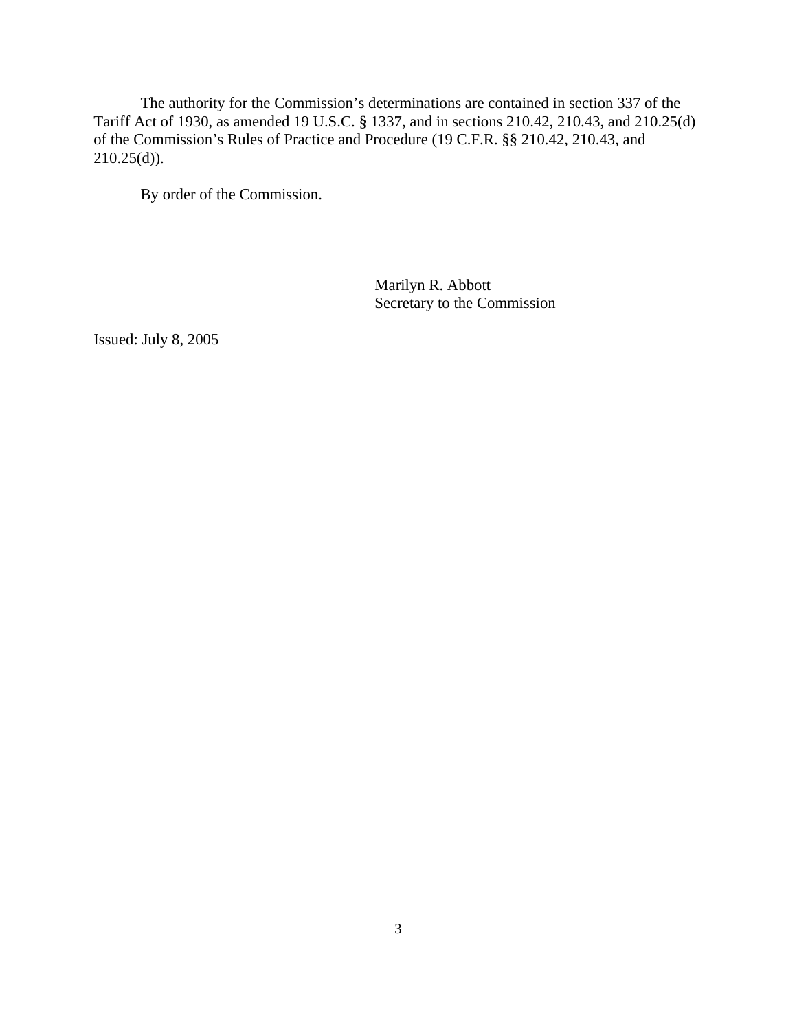The authority for the Commission's determinations are contained in section 337 of the Tariff Act of 1930, as amended 19 U.S.C. § 1337, and in sections 210.42, 210.43, and 210.25(d) of the Commission's Rules of Practice and Procedure (19 C.F.R. §§ 210.42, 210.43, and 210.25(d)).

By order of the Commission.

Marilyn R. Abbott
Secretary to the Commission

Issued: July 8, 2005